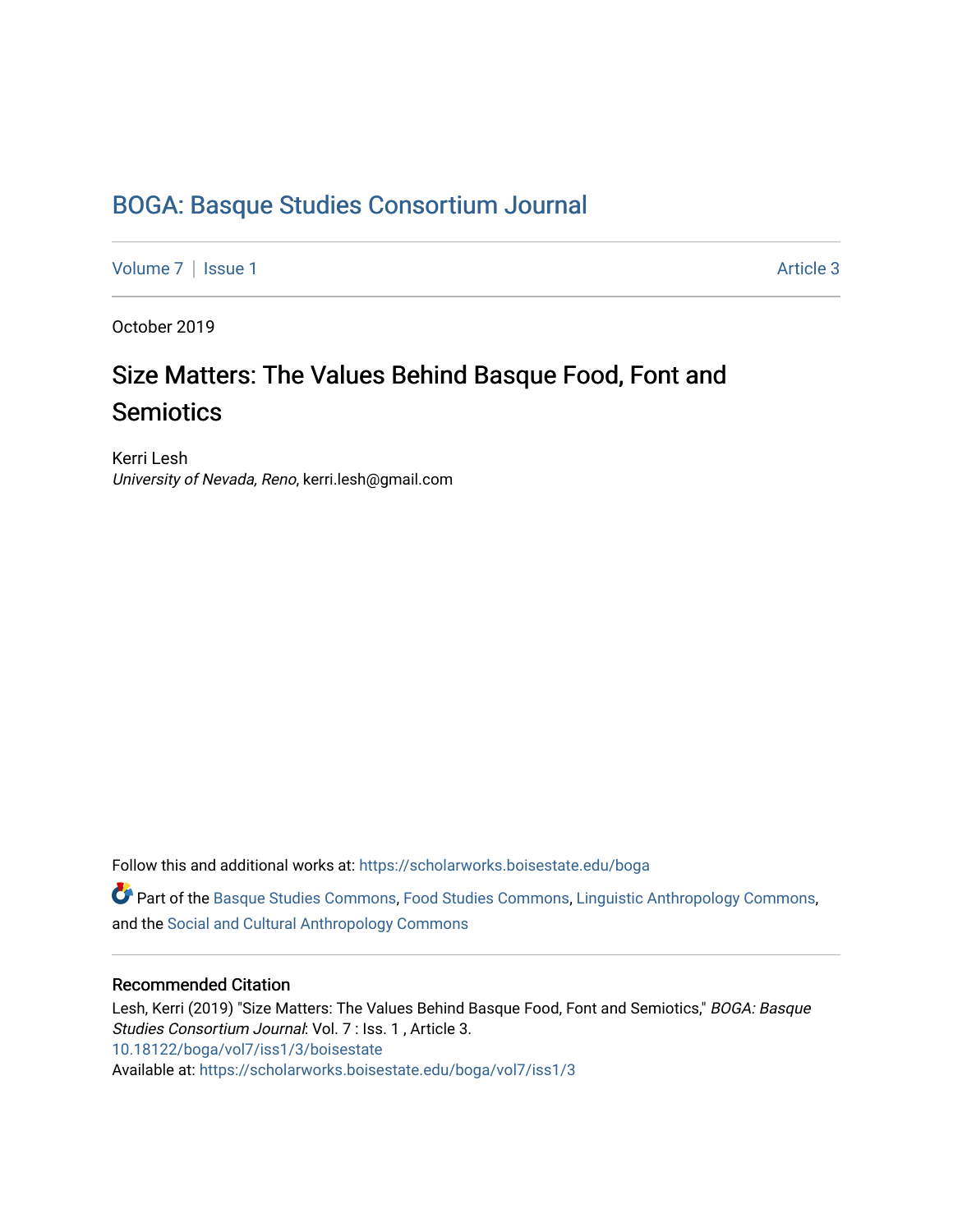# BOGA: Basque Studies Consortium Journal

Volume 7 | Issue 1 Article 3

October 2019

## Size Matters: The Values Behind Basque Food, Font and Semiotics

Kerri Lesh
*University of Nevada, Reno*, kerri.lesh@gmail.com

Follow this and additional works at: https://scholarworks.boisestate.edu/boga

Part of the Basque Studies Commons, Food Studies Commons, Linguistic Anthropology Commons, and the Social and Cultural Anthropology Commons

### Recommended Citation

Lesh, Kerri (2019) "Size Matters: The Values Behind Basque Food, Font and Semiotics," *BOGA: Basque Studies Consortium Journal*: Vol. 7 : Iss. 1 , Article 3.
10.18122/boga/vol7/iss1/3/boisestate
Available at: https://scholarworks.boisestate.edu/boga/vol7/iss1/3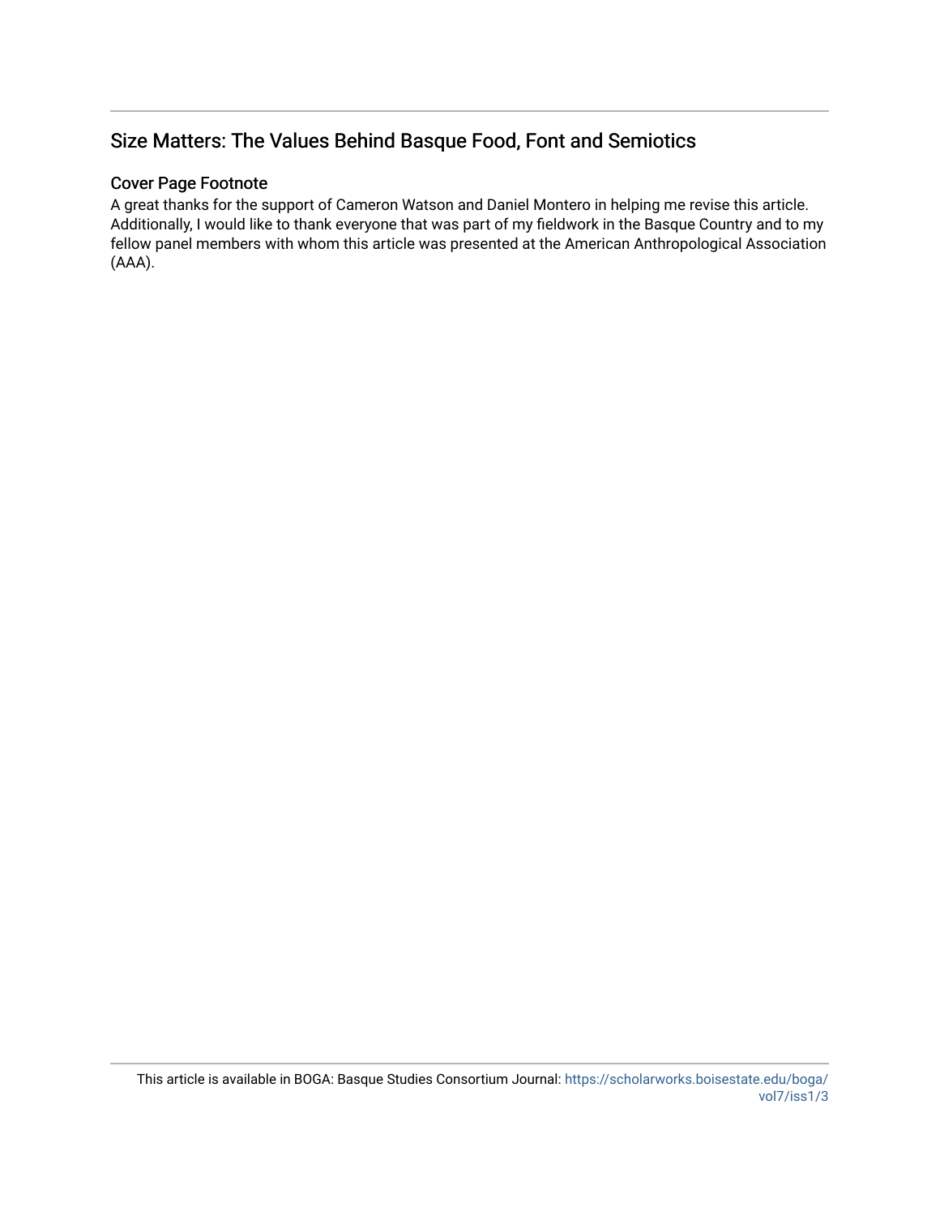## Size Matters: The Values Behind Basque Food, Font and Semiotics

### Cover Page Footnote

A great thanks for the support of Cameron Watson and Daniel Montero in helping me revise this article. Additionally, I would like to thank everyone that was part of my fieldwork in the Basque Country and to my fellow panel members with whom this article was presented at the American Anthropological Association (AAA).

This article is available in BOGA: Basque Studies Consortium Journal: https://scholarworks.boisestate.edu/boga/vol7/iss1/3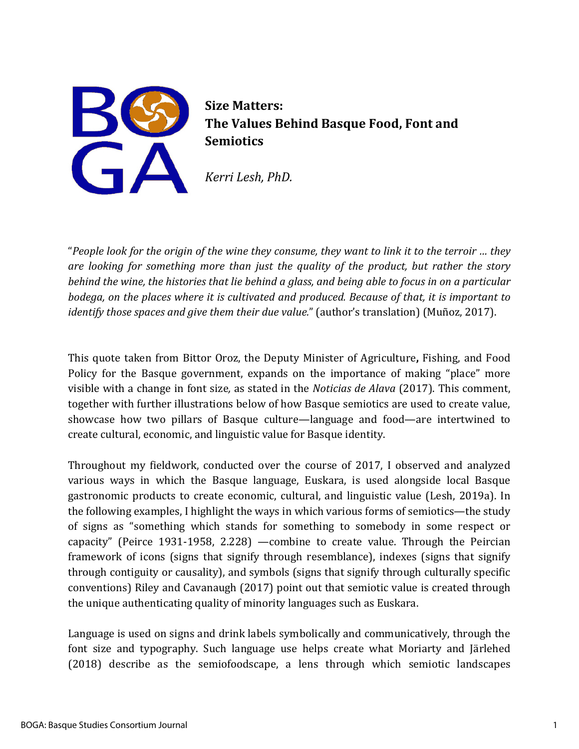**Size Matters:**
**The Values Behind Basque Food, Font and Semiotics**

*Kerri Lesh, PhD.*

"*People look for the origin of the wine they consume, they want to link it to the terroir … they are looking for something more than just the quality of the product, but rather the story behind the wine, the histories that lie behind a glass, and being able to focus in on a particular bodega, on the places where it is cultivated and produced. Because of that, it is important to identify those spaces and give them their due value.*" (author's translation) (Muñoz, 2017).

This quote taken from Bittor Oroz, the Deputy Minister of Agriculture**,** Fishing, and Food Policy for the Basque government, expands on the importance of making "place" more visible with a change in font size*,* as stated in the *Noticias de Alava* (2017). This comment, together with further illustrations below of how Basque semiotics are used to create value, showcase how two pillars of Basque culture—language and food—are intertwined to create cultural, economic, and linguistic value for Basque identity.

Throughout my fieldwork, conducted over the course of 2017, I observed and analyzed various ways in which the Basque language, Euskara, is used alongside local Basque gastronomic products to create economic, cultural, and linguistic value (Lesh, 2019a). In the following examples, I highlight the ways in which various forms of semiotics—the study of signs as "something which stands for something to somebody in some respect or capacity" (Peirce 1931-1958, 2.228) —combine to create value. Through the Peircian framework of icons (signs that signify through resemblance), indexes (signs that signify through contiguity or causality), and symbols (signs that signify through culturally specific conventions) Riley and Cavanaugh (2017) point out that semiotic value is created through the unique authenticating quality of minority languages such as Euskara.

Language is used on signs and drink labels symbolically and communicatively, through the font size and typography. Such language use helps create what Moriarty and Järlehed (2018) describe as the semiofoodscape, a lens through which semiotic landscapes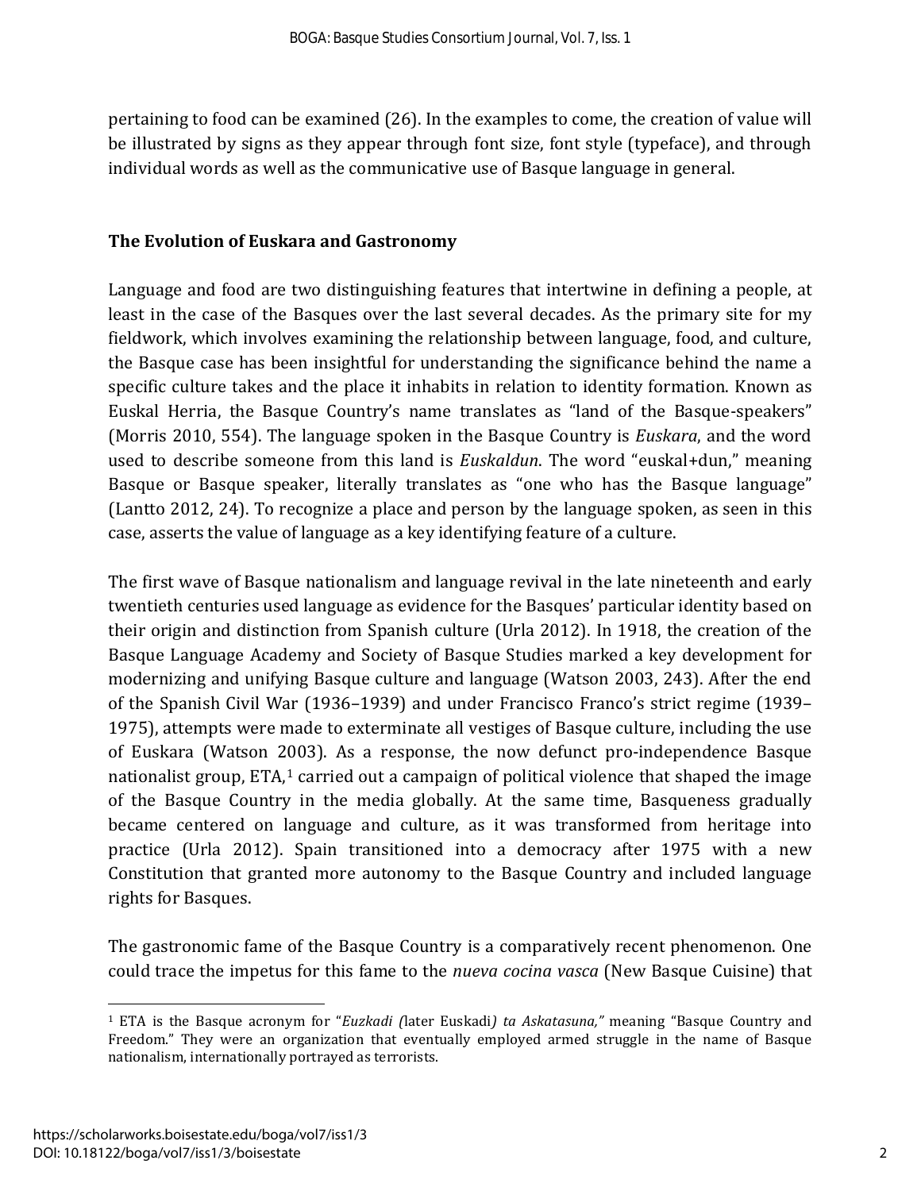pertaining to food can be examined (26). In the examples to come, the creation of value will be illustrated by signs as they appear through font size, font style (typeface), and through individual words as well as the communicative use of Basque language in general.

## The Evolution of Euskara and Gastronomy

Language and food are two distinguishing features that intertwine in defining a people, at least in the case of the Basques over the last several decades. As the primary site for my fieldwork, which involves examining the relationship between language, food, and culture, the Basque case has been insightful for understanding the significance behind the name a specific culture takes and the place it inhabits in relation to identity formation. Known as Euskal Herria, the Basque Country's name translates as "land of the Basque-speakers" (Morris 2010, 554). The language spoken in the Basque Country is *Euskara*, and the word used to describe someone from this land is *Euskaldun*. The word "euskal+dun," meaning Basque or Basque speaker, literally translates as "one who has the Basque language" (Lantto 2012, 24). To recognize a place and person by the language spoken, as seen in this case, asserts the value of language as a key identifying feature of a culture.

The first wave of Basque nationalism and language revival in the late nineteenth and early twentieth centuries used language as evidence for the Basques' particular identity based on their origin and distinction from Spanish culture (Urla 2012). In 1918, the creation of the Basque Language Academy and Society of Basque Studies marked a key development for modernizing and unifying Basque culture and language (Watson 2003, 243). After the end of the Spanish Civil War (1936–1939) and under Francisco Franco's strict regime (1939–1975), attempts were made to exterminate all vestiges of Basque culture, including the use of Euskara (Watson 2003). As a response, the now defunct pro-independence Basque nationalist group, ETA,[1] carried out a campaign of political violence that shaped the image of the Basque Country in the media globally. At the same time, Basqueness gradually became centered on language and culture, as it was transformed from heritage into practice (Urla 2012). Spain transitioned into a democracy after 1975 with a new Constitution that granted more autonomy to the Basque Country and included language rights for Basques.

The gastronomic fame of the Basque Country is a comparatively recent phenomenon. One could trace the impetus for this fame to the *nueva cocina vasca* (New Basque Cuisine) that

---

[1] ETA is the Basque acronym for "*Euzkadi (*later Euskadi*) ta Askatasuna,"* meaning "Basque Country and Freedom." They were an organization that eventually employed armed struggle in the name of Basque nationalism, internationally portrayed as terrorists.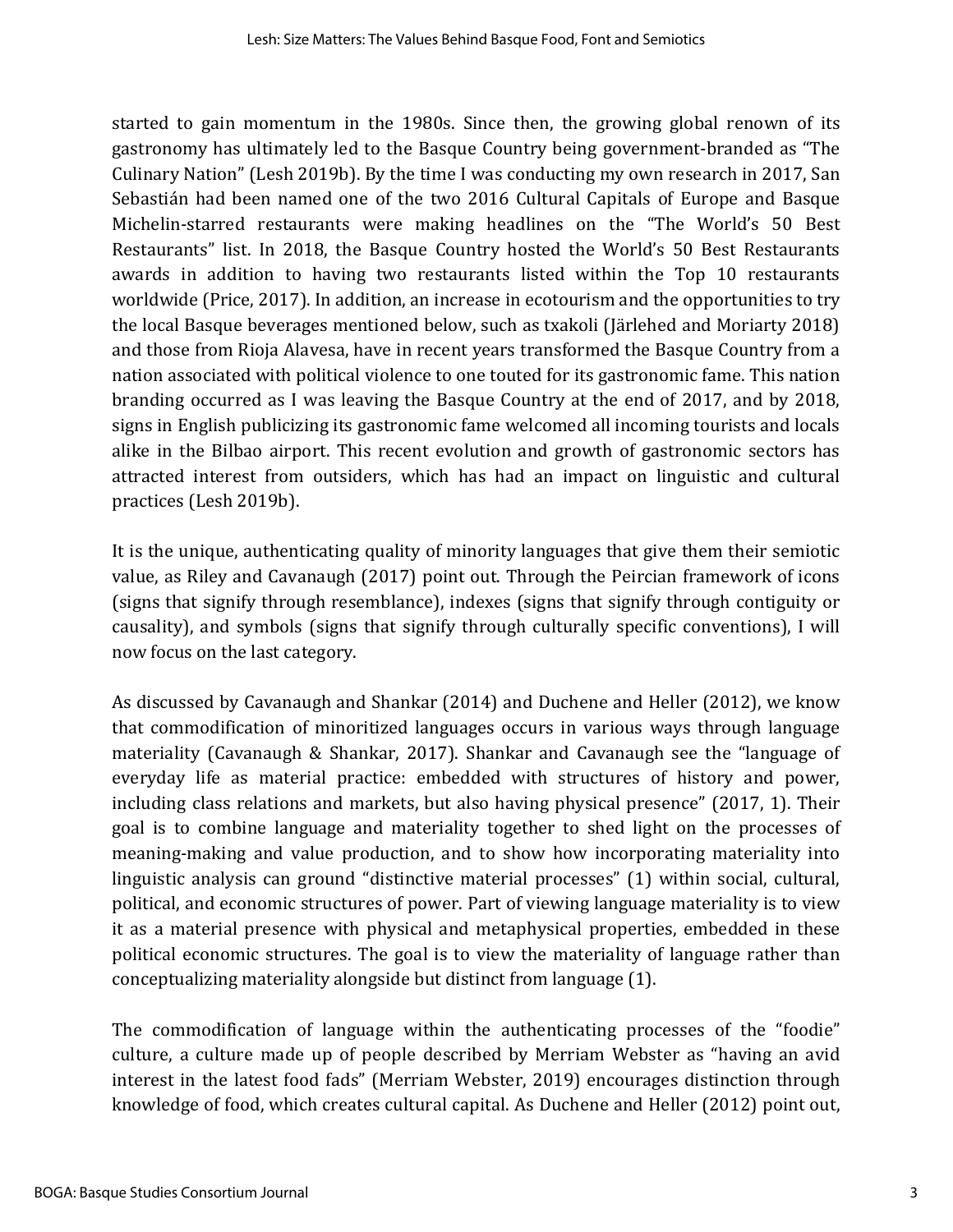started to gain momentum in the 1980s. Since then, the growing global renown of its gastronomy has ultimately led to the Basque Country being government-branded as "The Culinary Nation" (Lesh 2019b). By the time I was conducting my own research in 2017, San Sebastián had been named one of the two 2016 Cultural Capitals of Europe and Basque Michelin-starred restaurants were making headlines on the "The World's 50 Best Restaurants" list. In 2018, the Basque Country hosted the World's 50 Best Restaurants awards in addition to having two restaurants listed within the Top 10 restaurants worldwide (Price, 2017). In addition, an increase in ecotourism and the opportunities to try the local Basque beverages mentioned below, such as txakoli (Järlehed and Moriarty 2018) and those from Rioja Alavesa, have in recent years transformed the Basque Country from a nation associated with political violence to one touted for its gastronomic fame. This nation branding occurred as I was leaving the Basque Country at the end of 2017, and by 2018, signs in English publicizing its gastronomic fame welcomed all incoming tourists and locals alike in the Bilbao airport. This recent evolution and growth of gastronomic sectors has attracted interest from outsiders, which has had an impact on linguistic and cultural practices (Lesh 2019b).

It is the unique, authenticating quality of minority languages that give them their semiotic value, as Riley and Cavanaugh (2017) point out. Through the Peircian framework of icons (signs that signify through resemblance), indexes (signs that signify through contiguity or causality), and symbols (signs that signify through culturally specific conventions), I will now focus on the last category.

As discussed by Cavanaugh and Shankar (2014) and Duchene and Heller (2012), we know that commodification of minoritized languages occurs in various ways through language materiality (Cavanaugh & Shankar, 2017). Shankar and Cavanaugh see the "language of everyday life as material practice: embedded with structures of history and power, including class relations and markets, but also having physical presence" (2017, 1). Their goal is to combine language and materiality together to shed light on the processes of meaning-making and value production, and to show how incorporating materiality into linguistic analysis can ground "distinctive material processes" (1) within social, cultural, political, and economic structures of power. Part of viewing language materiality is to view it as a material presence with physical and metaphysical properties, embedded in these political economic structures. The goal is to view the materiality of language rather than conceptualizing materiality alongside but distinct from language (1).

The commodification of language within the authenticating processes of the "foodie" culture, a culture made up of people described by Merriam Webster as "having an avid interest in the latest food fads" (Merriam Webster, 2019) encourages distinction through knowledge of food, which creates cultural capital. As Duchene and Heller (2012) point out,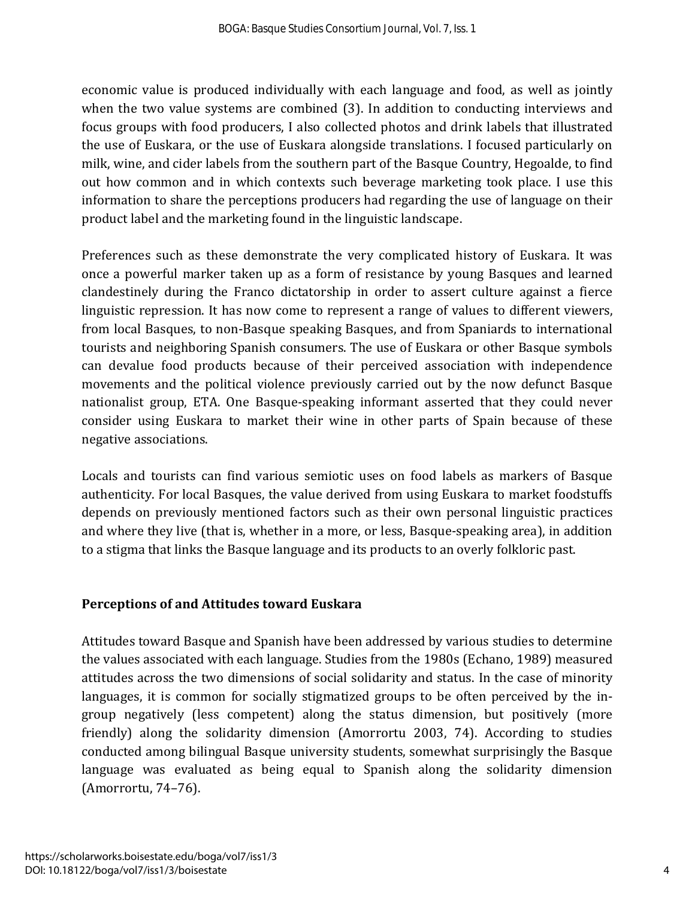economic value is produced individually with each language and food, as well as jointly when the two value systems are combined (3). In addition to conducting interviews and focus groups with food producers, I also collected photos and drink labels that illustrated the use of Euskara, or the use of Euskara alongside translations. I focused particularly on milk, wine, and cider labels from the southern part of the Basque Country, Hegoalde, to find out how common and in which contexts such beverage marketing took place. I use this information to share the perceptions producers had regarding the use of language on their product label and the marketing found in the linguistic landscape.

Preferences such as these demonstrate the very complicated history of Euskara. It was once a powerful marker taken up as a form of resistance by young Basques and learned clandestinely during the Franco dictatorship in order to assert culture against a fierce linguistic repression. It has now come to represent a range of values to different viewers, from local Basques, to non-Basque speaking Basques, and from Spaniards to international tourists and neighboring Spanish consumers. The use of Euskara or other Basque symbols can devalue food products because of their perceived association with independence movements and the political violence previously carried out by the now defunct Basque nationalist group, ETA. One Basque-speaking informant asserted that they could never consider using Euskara to market their wine in other parts of Spain because of these negative associations.

Locals and tourists can find various semiotic uses on food labels as markers of Basque authenticity. For local Basques, the value derived from using Euskara to market foodstuffs depends on previously mentioned factors such as their own personal linguistic practices and where they live (that is, whether in a more, or less, Basque-speaking area), in addition to a stigma that links the Basque language and its products to an overly folkloric past.

## Perceptions of and Attitudes toward Euskara

Attitudes toward Basque and Spanish have been addressed by various studies to determine the values associated with each language. Studies from the 1980s (Echano, 1989) measured attitudes across the two dimensions of social solidarity and status. In the case of minority languages, it is common for socially stigmatized groups to be often perceived by the in-group negatively (less competent) along the status dimension, but positively (more friendly) along the solidarity dimension (Amorrortu 2003, 74). According to studies conducted among bilingual Basque university students, somewhat surprisingly the Basque language was evaluated as being equal to Spanish along the solidarity dimension (Amorrortu, 74–76).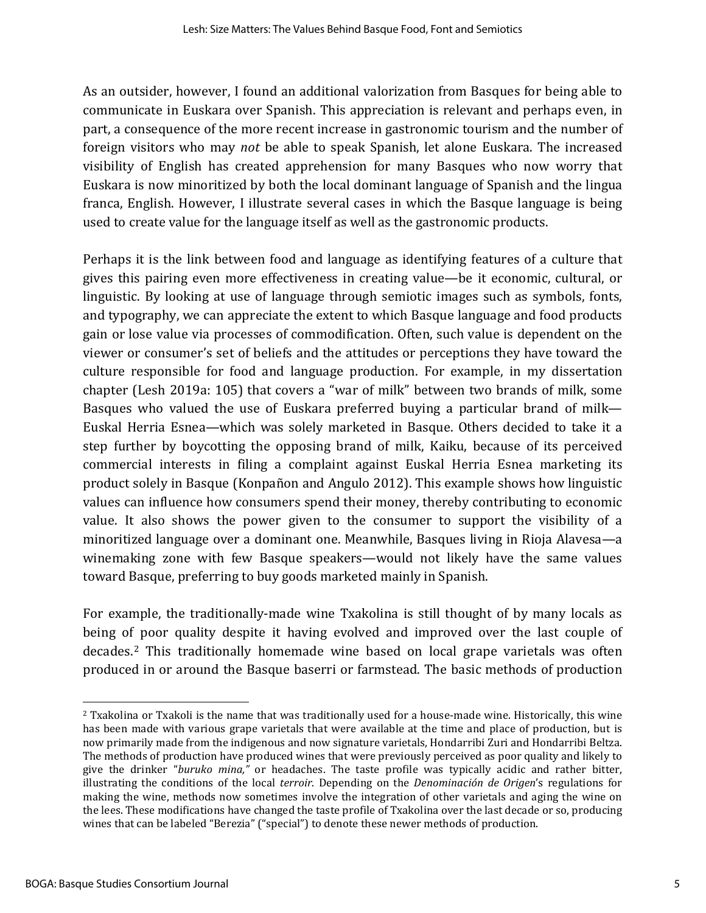As an outsider, however, I found an additional valorization from Basques for being able to communicate in Euskara over Spanish. This appreciation is relevant and perhaps even, in part, a consequence of the more recent increase in gastronomic tourism and the number of foreign visitors who may *not* be able to speak Spanish, let alone Euskara. The increased visibility of English has created apprehension for many Basques who now worry that Euskara is now minoritized by both the local dominant language of Spanish and the lingua franca, English. However, I illustrate several cases in which the Basque language is being used to create value for the language itself as well as the gastronomic products.

Perhaps it is the link between food and language as identifying features of a culture that gives this pairing even more effectiveness in creating value—be it economic, cultural, or linguistic. By looking at use of language through semiotic images such as symbols, fonts, and typography, we can appreciate the extent to which Basque language and food products gain or lose value via processes of commodification. Often, such value is dependent on the viewer or consumer's set of beliefs and the attitudes or perceptions they have toward the culture responsible for food and language production. For example, in my dissertation chapter (Lesh 2019a: 105) that covers a "war of milk" between two brands of milk, some Basques who valued the use of Euskara preferred buying a particular brand of milk—Euskal Herria Esnea—which was solely marketed in Basque. Others decided to take it a step further by boycotting the opposing brand of milk, Kaiku, because of its perceived commercial interests in filing a complaint against Euskal Herria Esnea marketing its product solely in Basque (Konpañon and Angulo 2012). This example shows how linguistic values can influence how consumers spend their money, thereby contributing to economic value. It also shows the power given to the consumer to support the visibility of a minoritized language over a dominant one. Meanwhile, Basques living in Rioja Alavesa—a winemaking zone with few Basque speakers—would not likely have the same values toward Basque, preferring to buy goods marketed mainly in Spanish.

For example, the traditionally-made wine Txakolina is still thought of by many locals as being of poor quality despite it having evolved and improved over the last couple of decades.[2] This traditionally homemade wine based on local grape varietals was often produced in or around the Basque baserri or farmstead. The basic methods of production

[2] Txakolina or Txakoli is the name that was traditionally used for a house-made wine. Historically, this wine has been made with various grape varietals that were available at the time and place of production, but is now primarily made from the indigenous and now signature varietals, Hondarribi Zuri and Hondarribi Beltza. The methods of production have produced wines that were previously perceived as poor quality and likely to give the drinker "*buruko mina,*" or headaches. The taste profile was typically acidic and rather bitter, illustrating the conditions of the local *terroir*. Depending on the *Denominación de Origen*'s regulations for making the wine, methods now sometimes involve the integration of other varietals and aging the wine on the lees. These modifications have changed the taste profile of Txakolina over the last decade or so, producing wines that can be labeled "Berezia" ("special") to denote these newer methods of production.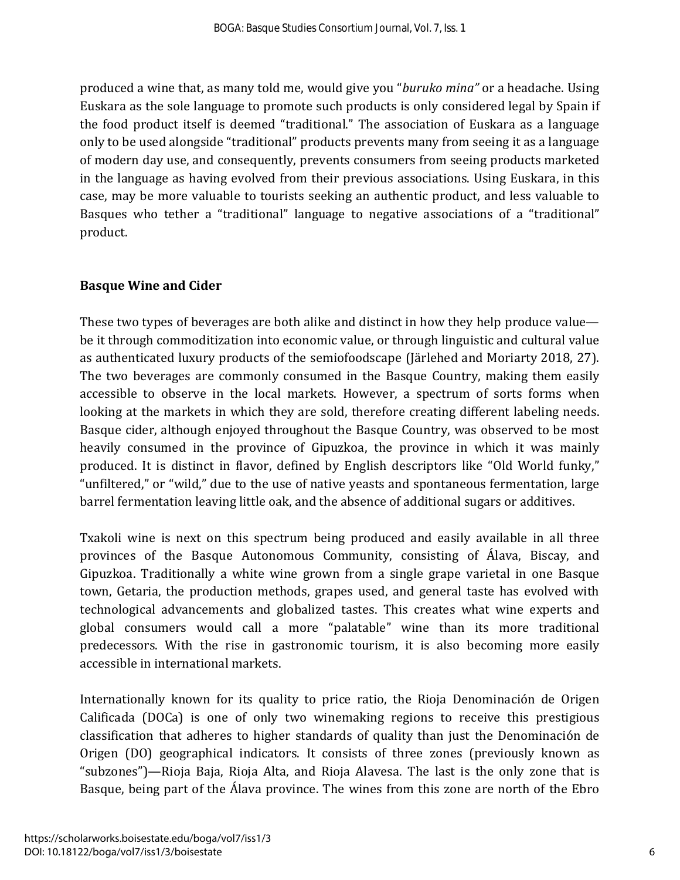produced a wine that, as many told me, would give you "*buruko mina"* or a headache. Using Euskara as the sole language to promote such products is only considered legal by Spain if the food product itself is deemed "traditional." The association of Euskara as a language only to be used alongside "traditional" products prevents many from seeing it as a language of modern day use, and consequently, prevents consumers from seeing products marketed in the language as having evolved from their previous associations. Using Euskara, in this case, may be more valuable to tourists seeking an authentic product, and less valuable to Basques who tether a "traditional" language to negative associations of a "traditional" product.

## Basque Wine and Cider

These two types of beverages are both alike and distinct in how they help produce value—be it through commoditization into economic value, or through linguistic and cultural value as authenticated luxury products of the semiofoodscape (Järlehed and Moriarty 2018, 27). The two beverages are commonly consumed in the Basque Country, making them easily accessible to observe in the local markets. However, a spectrum of sorts forms when looking at the markets in which they are sold, therefore creating different labeling needs. Basque cider, although enjoyed throughout the Basque Country, was observed to be most heavily consumed in the province of Gipuzkoa, the province in which it was mainly produced. It is distinct in flavor, defined by English descriptors like "Old World funky," "unfiltered," or "wild," due to the use of native yeasts and spontaneous fermentation, large barrel fermentation leaving little oak, and the absence of additional sugars or additives.

Txakoli wine is next on this spectrum being produced and easily available in all three provinces of the Basque Autonomous Community, consisting of Álava, Biscay, and Gipuzkoa. Traditionally a white wine grown from a single grape varietal in one Basque town, Getaria, the production methods, grapes used, and general taste has evolved with technological advancements and globalized tastes. This creates what wine experts and global consumers would call a more "palatable" wine than its more traditional predecessors. With the rise in gastronomic tourism, it is also becoming more easily accessible in international markets.

Internationally known for its quality to price ratio, the Rioja Denominación de Origen Calificada (DOCa) is one of only two winemaking regions to receive this prestigious classification that adheres to higher standards of quality than just the Denominación de Origen (DO) geographical indicators. It consists of three zones (previously known as "subzones")—Rioja Baja, Rioja Alta, and Rioja Alavesa. The last is the only zone that is Basque, being part of the Álava province. The wines from this zone are north of the Ebro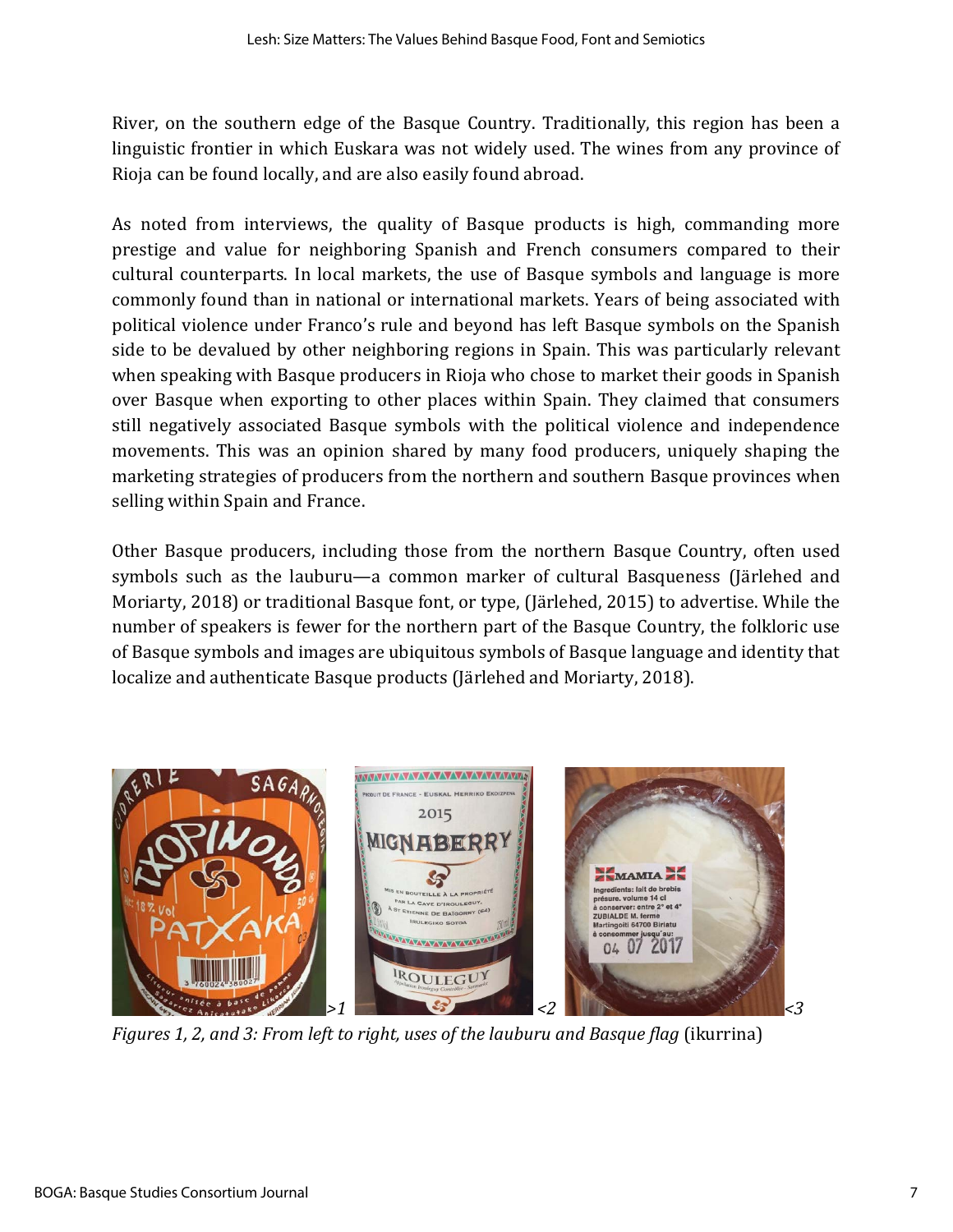River, on the southern edge of the Basque Country. Traditionally, this region has been a linguistic frontier in which Euskara was not widely used. The wines from any province of Rioja can be found locally, and are also easily found abroad.

As noted from interviews, the quality of Basque products is high, commanding more prestige and value for neighboring Spanish and French consumers compared to their cultural counterparts. In local markets, the use of Basque symbols and language is more commonly found than in national or international markets. Years of being associated with political violence under Franco's rule and beyond has left Basque symbols on the Spanish side to be devalued by other neighboring regions in Spain. This was particularly relevant when speaking with Basque producers in Rioja who chose to market their goods in Spanish over Basque when exporting to other places within Spain. They claimed that consumers still negatively associated Basque symbols with the political violence and independence movements. This was an opinion shared by many food producers, uniquely shaping the marketing strategies of producers from the northern and southern Basque provinces when selling within Spain and France.

Other Basque producers, including those from the northern Basque Country, often used symbols such as the lauburu—a common marker of cultural Basqueness (Järlehed and Moriarty, 2018) or traditional Basque font, or type, (Järlehed, 2015) to advertise. While the number of speakers is fewer for the northern part of the Basque Country, the folkloric use of Basque symbols and images are ubiquitous symbols of Basque language and identity that localize and authenticate Basque products (Järlehed and Moriarty, 2018).

*>1* *<2* *<3*

*Figures 1, 2, and 3: From left to right, uses of the lauburu and Basque flag* (ikurrina)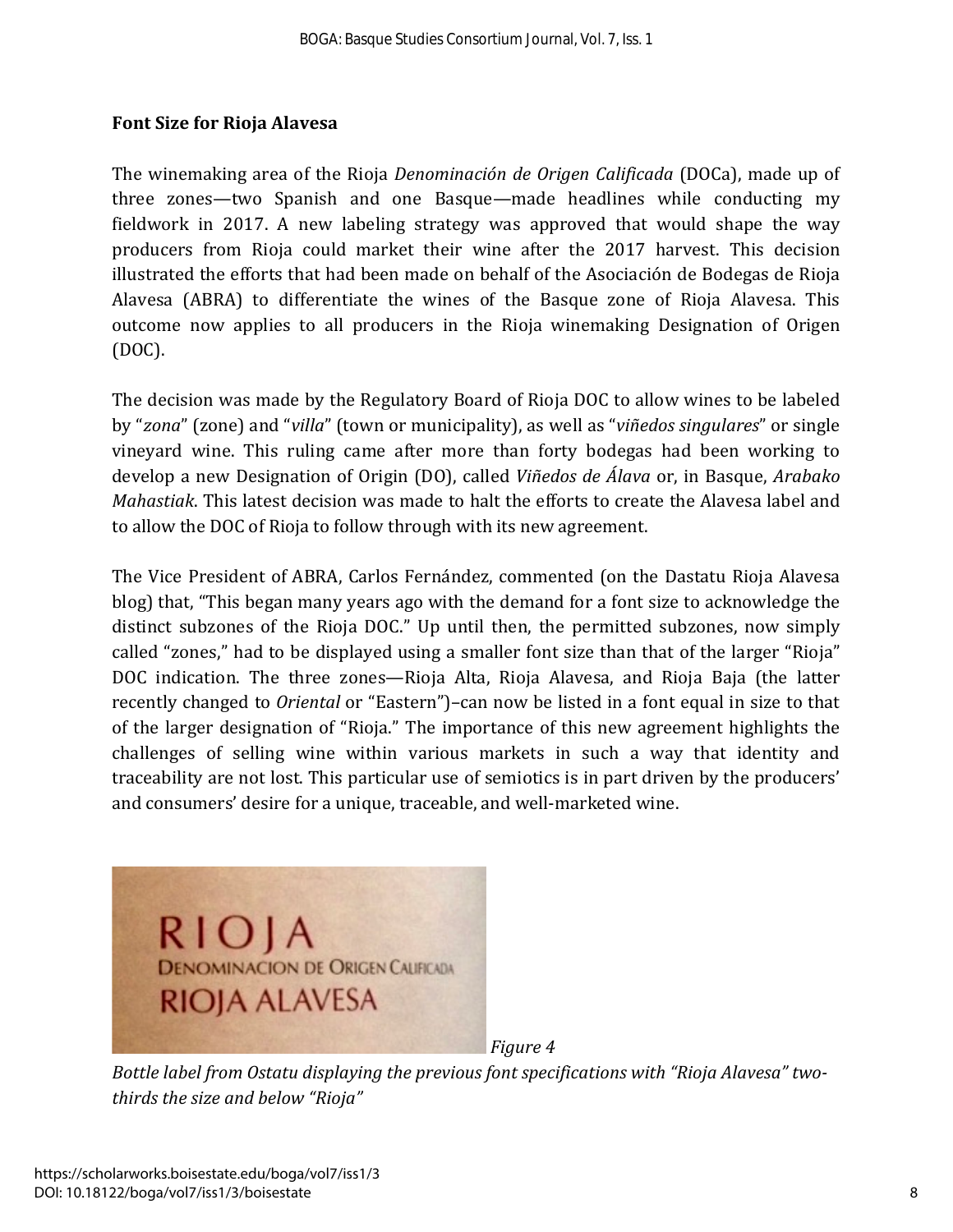### Font Size for Rioja Alavesa

The winemaking area of the Rioja *Denominación de Origen Calificada* (DOCa), made up of three zones—two Spanish and one Basque—made headlines while conducting my fieldwork in 2017. A new labeling strategy was approved that would shape the way producers from Rioja could market their wine after the 2017 harvest. This decision illustrated the efforts that had been made on behalf of the Asociación de Bodegas de Rioja Alavesa (ABRA) to differentiate the wines of the Basque zone of Rioja Alavesa. This outcome now applies to all producers in the Rioja winemaking Designation of Origen (DOC).

The decision was made by the Regulatory Board of Rioja DOC to allow wines to be labeled by "*zona*" (zone) and "*villa*" (town or municipality), as well as "*viñedos singulares*" or single vineyard wine. This ruling came after more than forty bodegas had been working to develop a new Designation of Origin (DO), called *Viñedos de Álava* or, in Basque, *Arabako Mahastiak*. This latest decision was made to halt the efforts to create the Alavesa label and to allow the DOC of Rioja to follow through with its new agreement.

The Vice President of ABRA, Carlos Fernández, commented (on the Dastatu Rioja Alavesa blog) that, "This began many years ago with the demand for a font size to acknowledge the distinct subzones of the Rioja DOC." Up until then, the permitted subzones, now simply called "zones," had to be displayed using a smaller font size than that of the larger "Rioja" DOC indication. The three zones—Rioja Alta, Rioja Alavesa, and Rioja Baja (the latter recently changed to *Oriental* or "Eastern")–can now be listed in a font equal in size to that of the larger designation of "Rioja." The importance of this new agreement highlights the challenges of selling wine within various markets in such a way that identity and traceability are not lost. This particular use of semiotics is in part driven by the producers' and consumers' desire for a unique, traceable, and well-marketed wine.

RIOJA
DENOMINACION DE ORIGEN CALIFICADA
RIOJA ALAVESA

*Figure 4*

*Bottle label from Ostatu displaying the previous font specifications with "Rioja Alavesa" two-thirds the size and below "Rioja"*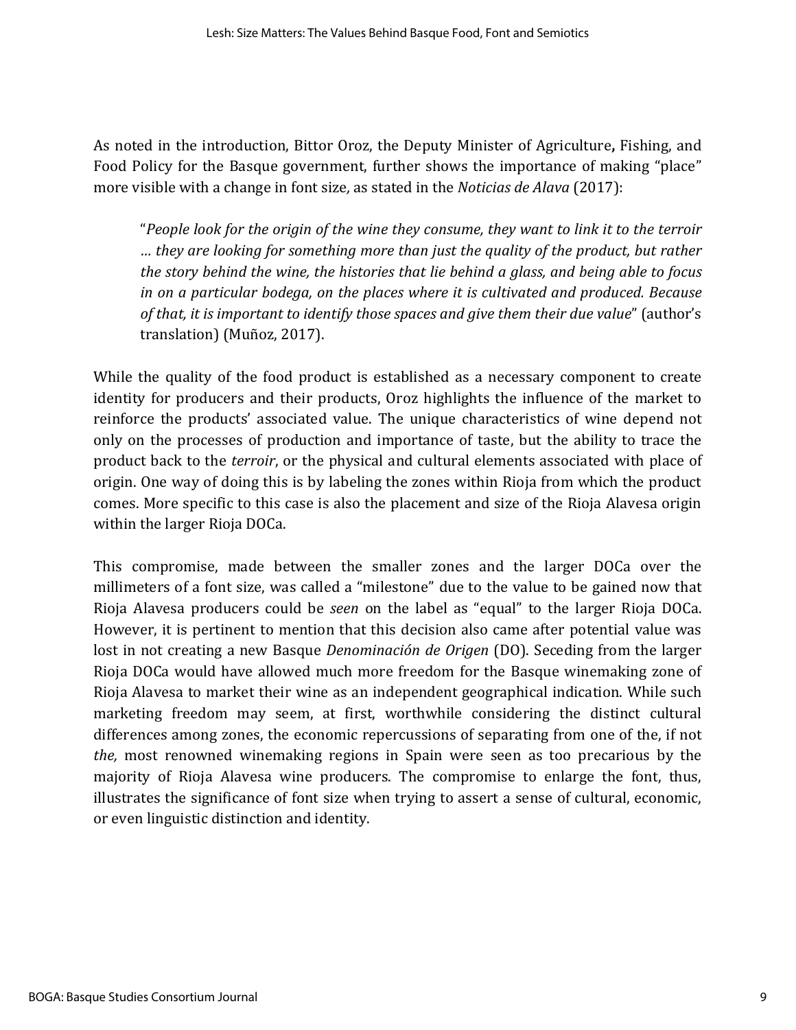As noted in the introduction, Bittor Oroz, the Deputy Minister of Agriculture**,** Fishing, and Food Policy for the Basque government, further shows the importance of making "place" more visible with a change in font size, as stated in the *Noticias de Alava* (2017):

> "*People look for the origin of the wine they consume, they want to link it to the terroir … they are looking for something more than just the quality of the product, but rather the story behind the wine, the histories that lie behind a glass, and being able to focus in on a particular bodega, on the places where it is cultivated and produced. Because of that, it is important to identify those spaces and give them their due value*" (author's translation) (Muñoz, 2017).

While the quality of the food product is established as a necessary component to create identity for producers and their products, Oroz highlights the influence of the market to reinforce the products' associated value. The unique characteristics of wine depend not only on the processes of production and importance of taste, but the ability to trace the product back to the *terroir*, or the physical and cultural elements associated with place of origin. One way of doing this is by labeling the zones within Rioja from which the product comes. More specific to this case is also the placement and size of the Rioja Alavesa origin within the larger Rioja DOCa.

This compromise, made between the smaller zones and the larger DOCa over the millimeters of a font size, was called a "milestone" due to the value to be gained now that Rioja Alavesa producers could be *seen* on the label as "equal" to the larger Rioja DOCa. However, it is pertinent to mention that this decision also came after potential value was lost in not creating a new Basque *Denominación de Origen* (DO). Seceding from the larger Rioja DOCa would have allowed much more freedom for the Basque winemaking zone of Rioja Alavesa to market their wine as an independent geographical indication. While such marketing freedom may seem, at first, worthwhile considering the distinct cultural differences among zones, the economic repercussions of separating from one of the, if not *the,* most renowned winemaking regions in Spain were seen as too precarious by the majority of Rioja Alavesa wine producers. The compromise to enlarge the font, thus, illustrates the significance of font size when trying to assert a sense of cultural, economic, or even linguistic distinction and identity.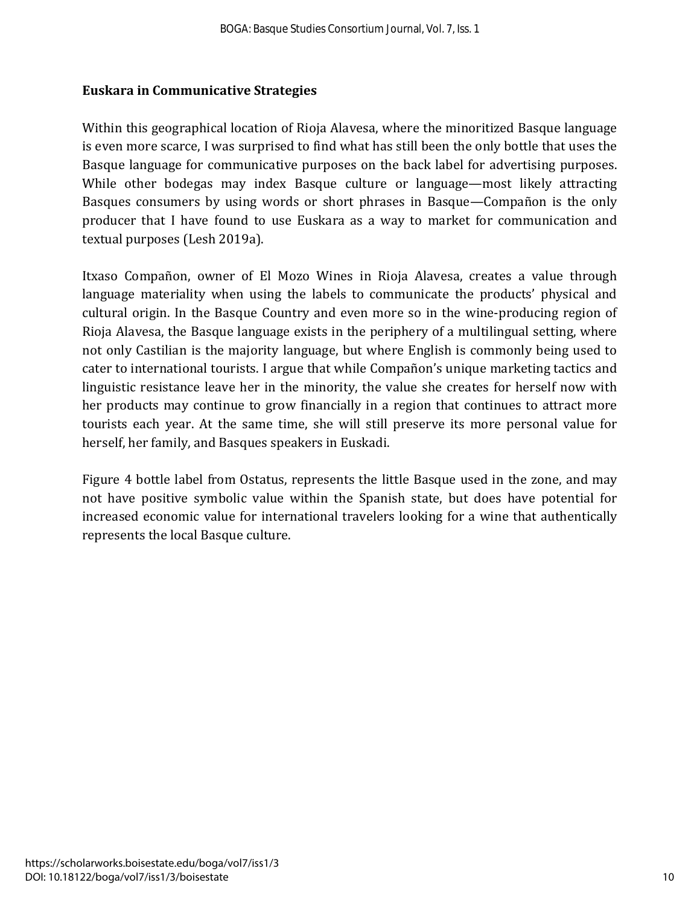### Euskara in Communicative Strategies

Within this geographical location of Rioja Alavesa, where the minoritized Basque language is even more scarce, I was surprised to find what has still been the only bottle that uses the Basque language for communicative purposes on the back label for advertising purposes. While other bodegas may index Basque culture or language—most likely attracting Basques consumers by using words or short phrases in Basque—Compañon is the only producer that I have found to use Euskara as a way to market for communication and textual purposes (Lesh 2019a).

Itxaso Compañon, owner of El Mozo Wines in Rioja Alavesa, creates a value through language materiality when using the labels to communicate the products' physical and cultural origin. In the Basque Country and even more so in the wine-producing region of Rioja Alavesa, the Basque language exists in the periphery of a multilingual setting, where not only Castilian is the majority language, but where English is commonly being used to cater to international tourists. I argue that while Compañon's unique marketing tactics and linguistic resistance leave her in the minority, the value she creates for herself now with her products may continue to grow financially in a region that continues to attract more tourists each year. At the same time, she will still preserve its more personal value for herself, her family, and Basques speakers in Euskadi.

Figure 4 bottle label from Ostatus, represents the little Basque used in the zone, and may not have positive symbolic value within the Spanish state, but does have potential for increased economic value for international travelers looking for a wine that authentically represents the local Basque culture.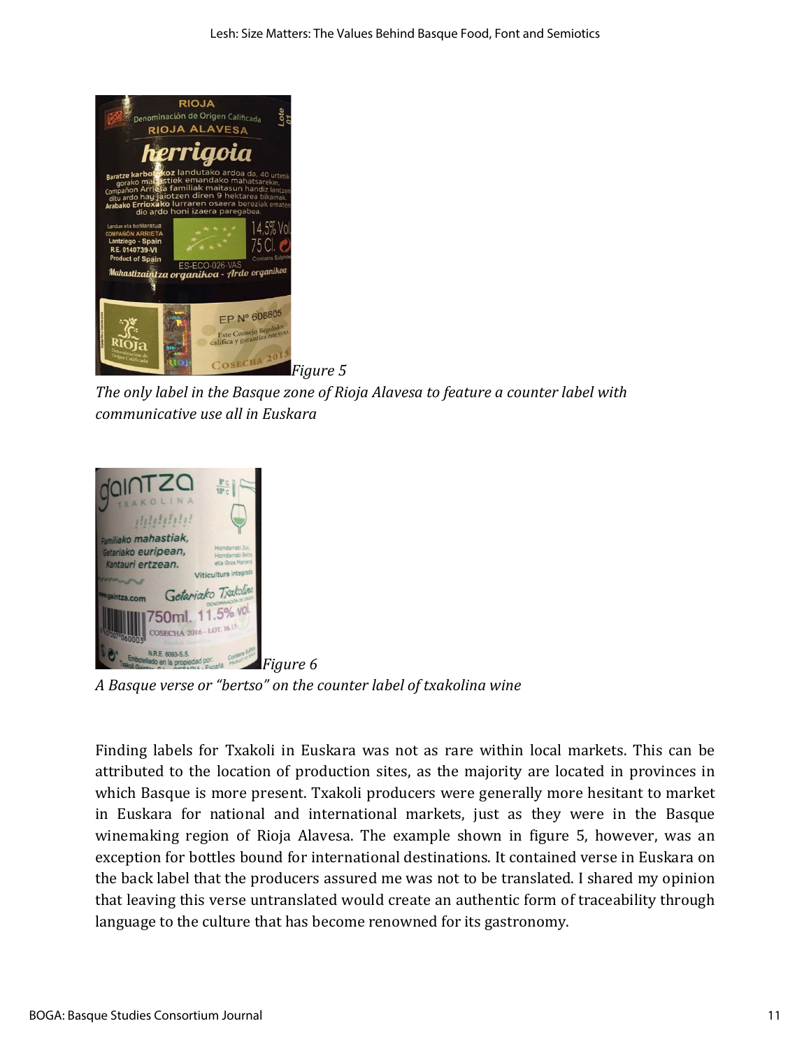*Figure 5*

*The only label in the Basque zone of Rioja Alavesa to feature a counter label with communicative use all in Euskara*

*Figure 6*

*A Basque verse or "bertso" on the counter label of txakolina wine*

Finding labels for Txakoli in Euskara was not as rare within local markets. This can be attributed to the location of production sites, as the majority are located in provinces in which Basque is more present. Txakoli producers were generally more hesitant to market in Euskara for national and international markets, just as they were in the Basque winemaking region of Rioja Alavesa. The example shown in figure 5, however, was an exception for bottles bound for international destinations. It contained verse in Euskara on the back label that the producers assured me was not to be translated. I shared my opinion that leaving this verse untranslated would create an authentic form of traceability through language to the culture that has become renowned for its gastronomy.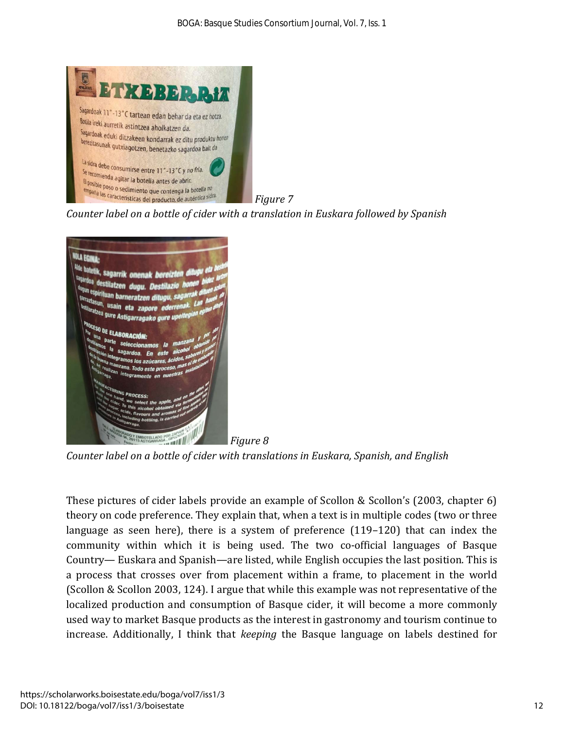*Figure 7*

*Counter label on a bottle of cider with a translation in Euskara followed by Spanish*

*Figure 8*

*Counter label on a bottle of cider with translations in Euskara, Spanish, and English*

These pictures of cider labels provide an example of Scollon & Scollon's (2003, chapter 6) theory on code preference. They explain that, when a text is in multiple codes (two or three language as seen here), there is a system of preference (119–120) that can index the community within which it is being used. The two co-official languages of Basque Country— Euskara and Spanish—are listed, while English occupies the last position. This is a process that crosses over from placement within a frame, to placement in the world (Scollon & Scollon 2003, 124). I argue that while this example was not representative of the localized production and consumption of Basque cider, it will become a more commonly used way to market Basque products as the interest in gastronomy and tourism continue to increase. Additionally, I think that *keeping* the Basque language on labels destined for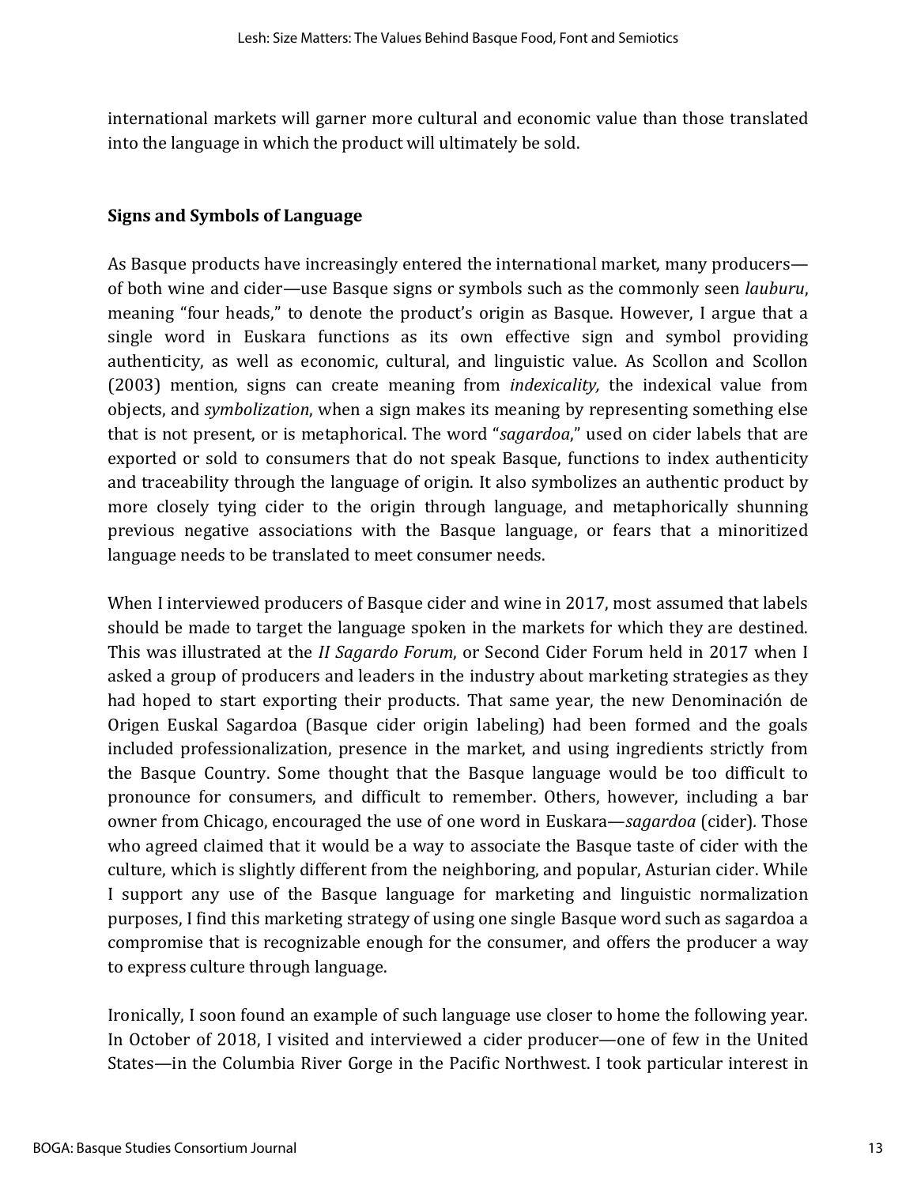international markets will garner more cultural and economic value than those translated into the language in which the product will ultimately be sold.

## Signs and Symbols of Language

As Basque products have increasingly entered the international market, many producers—of both wine and cider—use Basque signs or symbols such as the commonly seen *lauburu*, meaning "four heads," to denote the product's origin as Basque. However, I argue that a single word in Euskara functions as its own effective sign and symbol providing authenticity, as well as economic, cultural, and linguistic value. As Scollon and Scollon (2003) mention, signs can create meaning from *indexicality,* the indexical value from objects, and *symbolization*, when a sign makes its meaning by representing something else that is not present, or is metaphorical. The word "*sagardoa*," used on cider labels that are exported or sold to consumers that do not speak Basque, functions to index authenticity and traceability through the language of origin. It also symbolizes an authentic product by more closely tying cider to the origin through language, and metaphorically shunning previous negative associations with the Basque language, or fears that a minoritized language needs to be translated to meet consumer needs.

When I interviewed producers of Basque cider and wine in 2017, most assumed that labels should be made to target the language spoken in the markets for which they are destined. This was illustrated at the *II Sagardo Forum*, or Second Cider Forum held in 2017 when I asked a group of producers and leaders in the industry about marketing strategies as they had hoped to start exporting their products. That same year, the new Denominación de Origen Euskal Sagardoa (Basque cider origin labeling) had been formed and the goals included professionalization, presence in the market, and using ingredients strictly from the Basque Country. Some thought that the Basque language would be too difficult to pronounce for consumers, and difficult to remember. Others, however, including a bar owner from Chicago, encouraged the use of one word in Euskara—*sagardoa* (cider). Those who agreed claimed that it would be a way to associate the Basque taste of cider with the culture, which is slightly different from the neighboring, and popular, Asturian cider. While I support any use of the Basque language for marketing and linguistic normalization purposes, I find this marketing strategy of using one single Basque word such as sagardoa a compromise that is recognizable enough for the consumer, and offers the producer a way to express culture through language.

Ironically, I soon found an example of such language use closer to home the following year. In October of 2018, I visited and interviewed a cider producer—one of few in the United States—in the Columbia River Gorge in the Pacific Northwest. I took particular interest in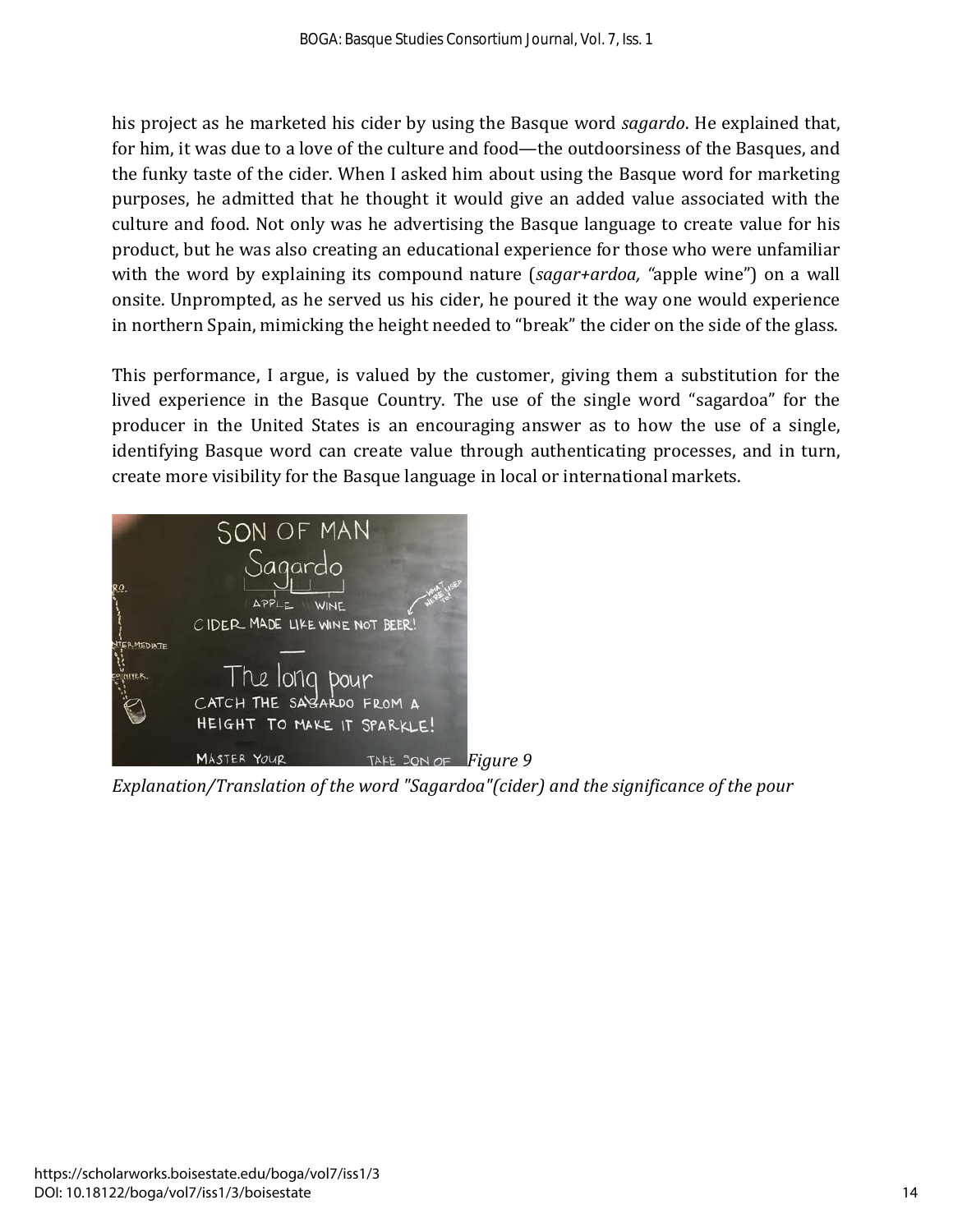his project as he marketed his cider by using the Basque word *sagardo*. He explained that, for him, it was due to a love of the culture and food—the outdoorsiness of the Basques, and the funky taste of the cider. When I asked him about using the Basque word for marketing purposes, he admitted that he thought it would give an added value associated with the culture and food. Not only was he advertising the Basque language to create value for his product, but he was also creating an educational experience for those who were unfamiliar with the word by explaining its compound nature (*sagar+ardoa, "*apple wine") on a wall onsite. Unprompted, as he served us his cider, he poured it the way one would experience in northern Spain, mimicking the height needed to "break" the cider on the side of the glass.

This performance, I argue, is valued by the customer, giving them a substitution for the lived experience in the Basque Country. The use of the single word "sagardoa" for the producer in the United States is an encouraging answer as to how the use of a single, identifying Basque word can create value through authenticating processes, and in turn, create more visibility for the Basque language in local or international markets.

*Figure 9*
*Explanation/Translation of the word "Sagardoa"(cider) and the significance of the pour*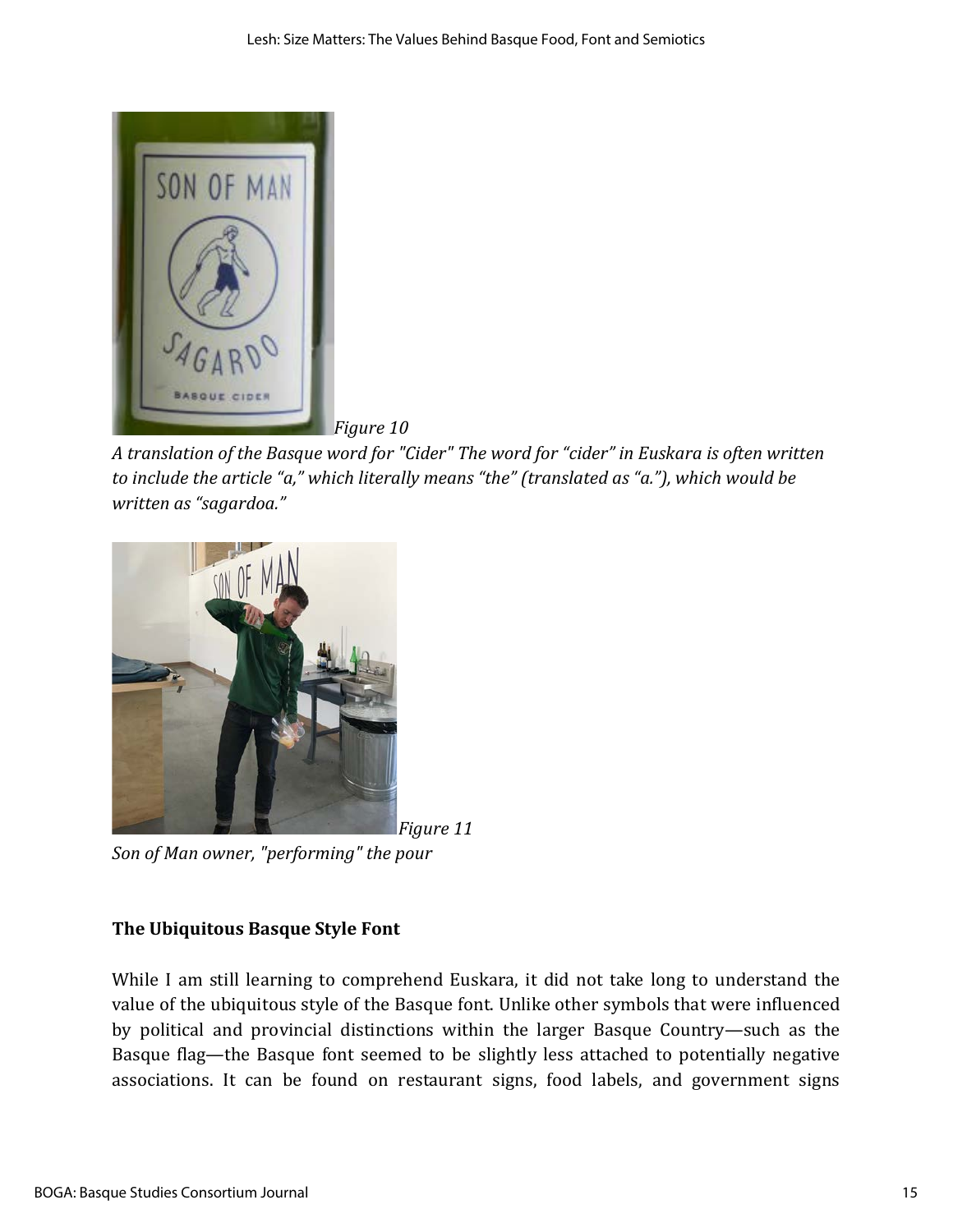*Figure 10*

*A translation of the Basque word for "Cider" The word for "cider" in Euskara is often written to include the article "a," which literally means "the" (translated as "a."), which would be written as "sagardoa."*

*Figure 11*

*Son of Man owner, "performing" the pour*

### The Ubiquitous Basque Style Font

While I am still learning to comprehend Euskara, it did not take long to understand the value of the ubiquitous style of the Basque font. Unlike other symbols that were influenced by political and provincial distinctions within the larger Basque Country—such as the Basque flag—the Basque font seemed to be slightly less attached to potentially negative associations. It can be found on restaurant signs, food labels, and government signs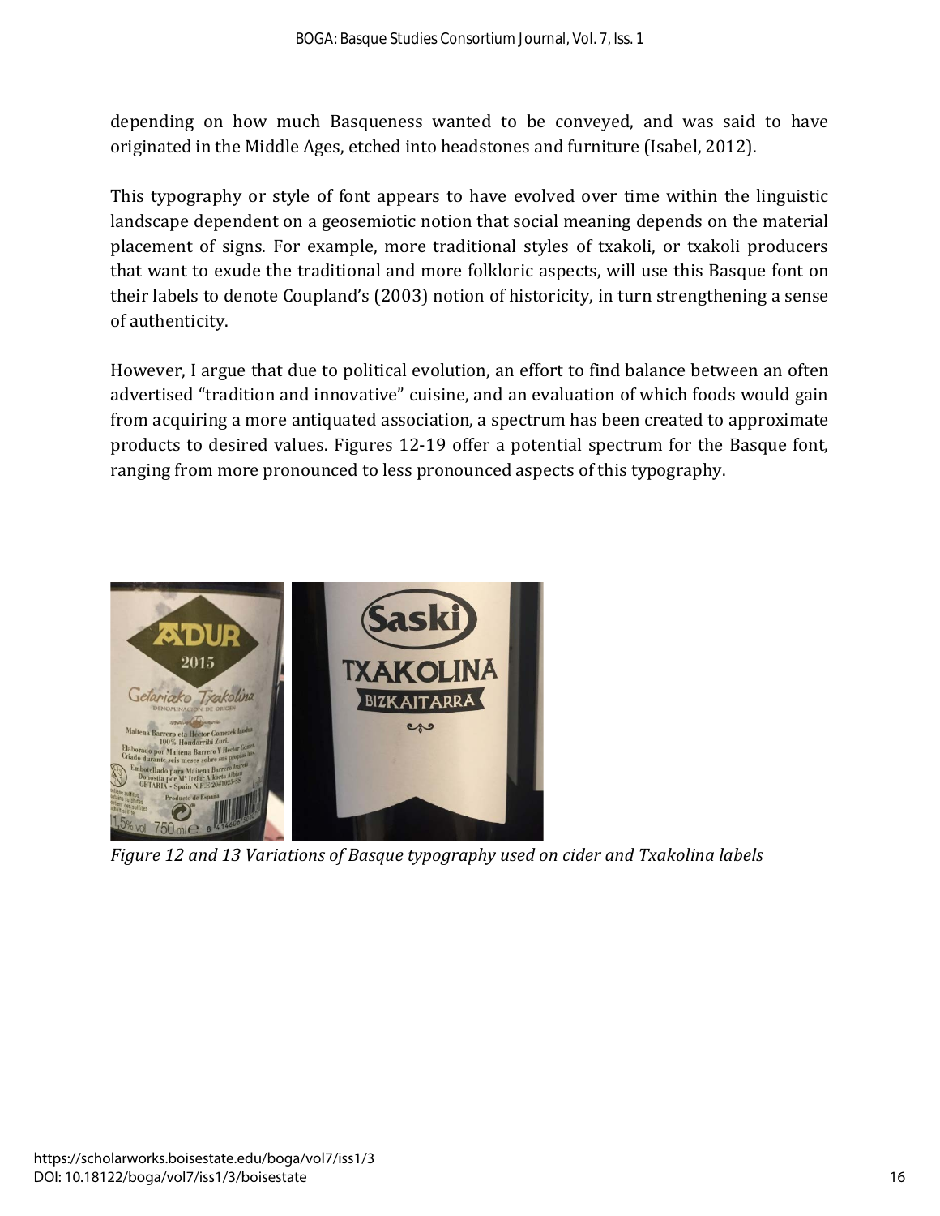depending on how much Basqueness wanted to be conveyed, and was said to have originated in the Middle Ages, etched into headstones and furniture (Isabel, 2012).

This typography or style of font appears to have evolved over time within the linguistic landscape dependent on a geosemiotic notion that social meaning depends on the material placement of signs. For example, more traditional styles of txakoli, or txakoli producers that want to exude the traditional and more folkloric aspects, will use this Basque font on their labels to denote Coupland's (2003) notion of historicity, in turn strengthening a sense of authenticity.

However, I argue that due to political evolution, an effort to find balance between an often advertised "tradition and innovative" cuisine, and an evaluation of which foods would gain from acquiring a more antiquated association, a spectrum has been created to approximate products to desired values. Figures 12-19 offer a potential spectrum for the Basque font, ranging from more pronounced to less pronounced aspects of this typography.

*Figure 12 and 13 Variations of Basque typography used on cider and Txakolina labels*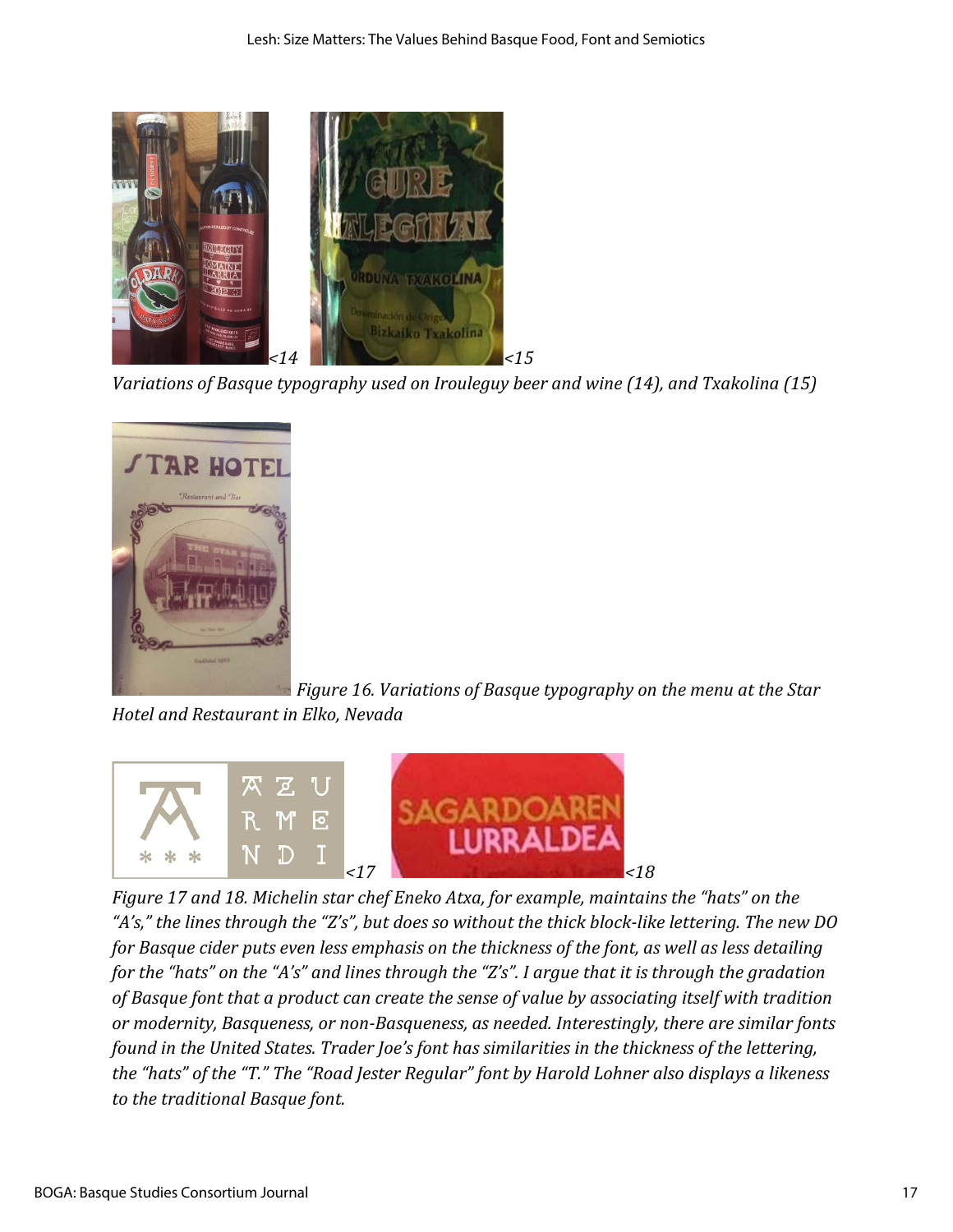<14 <15

*Variations of Basque typography used on Irouleguy beer and wine (14), and Txakolina (15)*

*Figure 16. Variations of Basque typography on the menu at the Star Hotel and Restaurant in Elko, Nevada*

<17 <18

*Figure 17 and 18. Michelin star chef Eneko Atxa, for example, maintains the "hats" on the "A's," the lines through the "Z's", but does so without the thick block-like lettering. The new DO for Basque cider puts even less emphasis on the thickness of the font, as well as less detailing for the "hats" on the "A's" and lines through the "Z's". I argue that it is through the gradation of Basque font that a product can create the sense of value by associating itself with tradition or modernity, Basqueness, or non-Basqueness, as needed. Interestingly, there are similar fonts found in the United States. Trader Joe's font has similarities in the thickness of the lettering, the "hats" of the "T." The "Road Jester Regular" font by Harold Lohner also displays a likeness to the traditional Basque font.*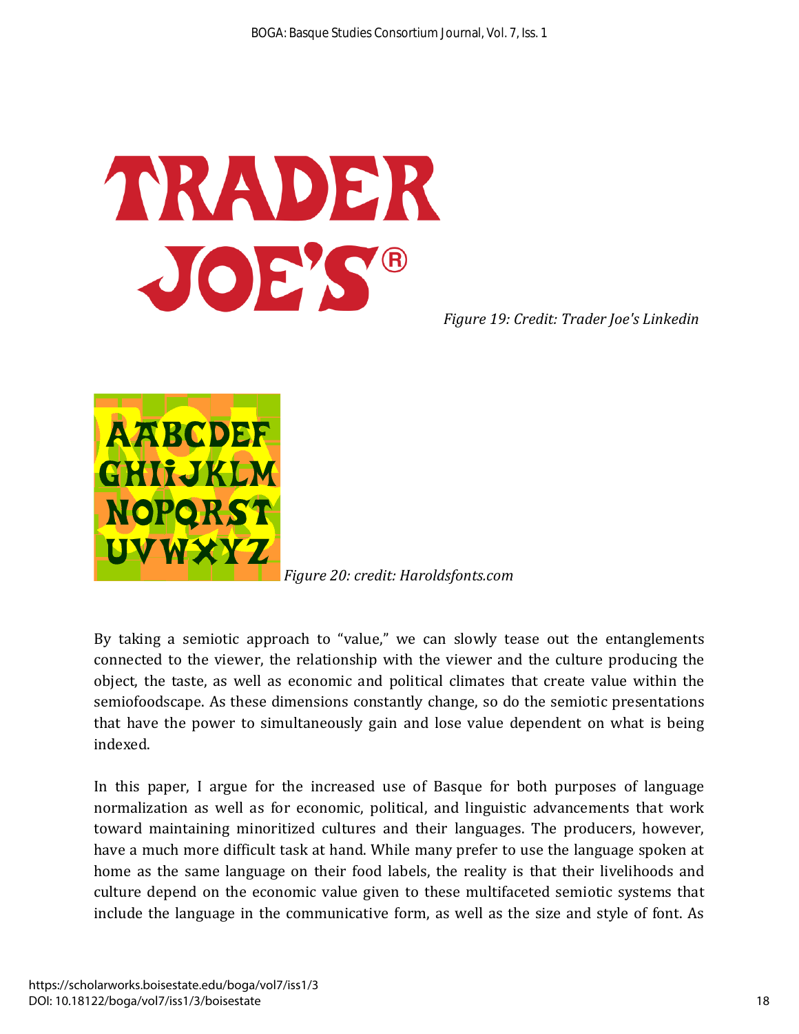*Figure 19: Credit: Trader Joe's Linkedin*

*Figure 20: credit: Haroldsfonts.com*

By taking a semiotic approach to "value," we can slowly tease out the entanglements connected to the viewer, the relationship with the viewer and the culture producing the object, the taste, as well as economic and political climates that create value within the semiofoodscape. As these dimensions constantly change, so do the semiotic presentations that have the power to simultaneously gain and lose value dependent on what is being indexed.

In this paper, I argue for the increased use of Basque for both purposes of language normalization as well as for economic, political, and linguistic advancements that work toward maintaining minoritized cultures and their languages. The producers, however, have a much more difficult task at hand. While many prefer to use the language spoken at home as the same language on their food labels, the reality is that their livelihoods and culture depend on the economic value given to these multifaceted semiotic systems that include the language in the communicative form, as well as the size and style of font. As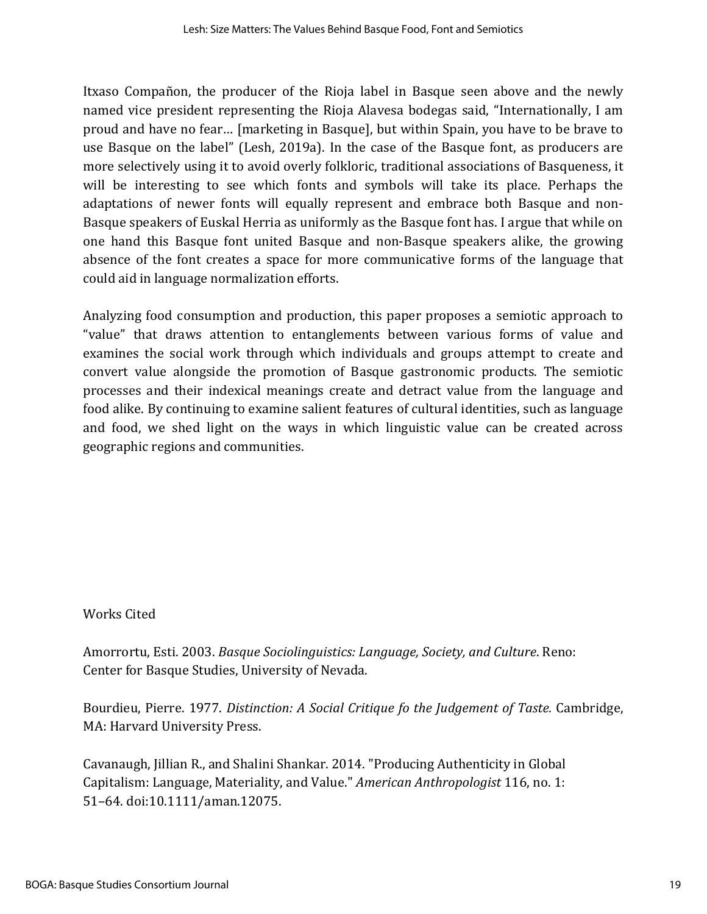Itxaso Compañon, the producer of the Rioja label in Basque seen above and the newly named vice president representing the Rioja Alavesa bodegas said, "Internationally, I am proud and have no fear… [marketing in Basque], but within Spain, you have to be brave to use Basque on the label" (Lesh, 2019a). In the case of the Basque font, as producers are more selectively using it to avoid overly folkloric, traditional associations of Basqueness, it will be interesting to see which fonts and symbols will take its place. Perhaps the adaptations of newer fonts will equally represent and embrace both Basque and non-Basque speakers of Euskal Herria as uniformly as the Basque font has. I argue that while on one hand this Basque font united Basque and non-Basque speakers alike, the growing absence of the font creates a space for more communicative forms of the language that could aid in language normalization efforts.

Analyzing food consumption and production, this paper proposes a semiotic approach to "value" that draws attention to entanglements between various forms of value and examines the social work through which individuals and groups attempt to create and convert value alongside the promotion of Basque gastronomic products. The semiotic processes and their indexical meanings create and detract value from the language and food alike. By continuing to examine salient features of cultural identities, such as language and food, we shed light on the ways in which linguistic value can be created across geographic regions and communities.

## Works Cited

Amorrortu, Esti. 2003. *Basque Sociolinguistics: Language, Society, and Culture*. Reno: Center for Basque Studies, University of Nevada.

Bourdieu, Pierre. 1977. *Distinction: A Social Critique fo the Judgement of Taste.* Cambridge, MA: Harvard University Press.

Cavanaugh, Jillian R., and Shalini Shankar. 2014. "Producing Authenticity in Global Capitalism: Language, Materiality, and Value." *American Anthropologist* 116, no. 1: 51–64. doi:10.1111/aman.12075.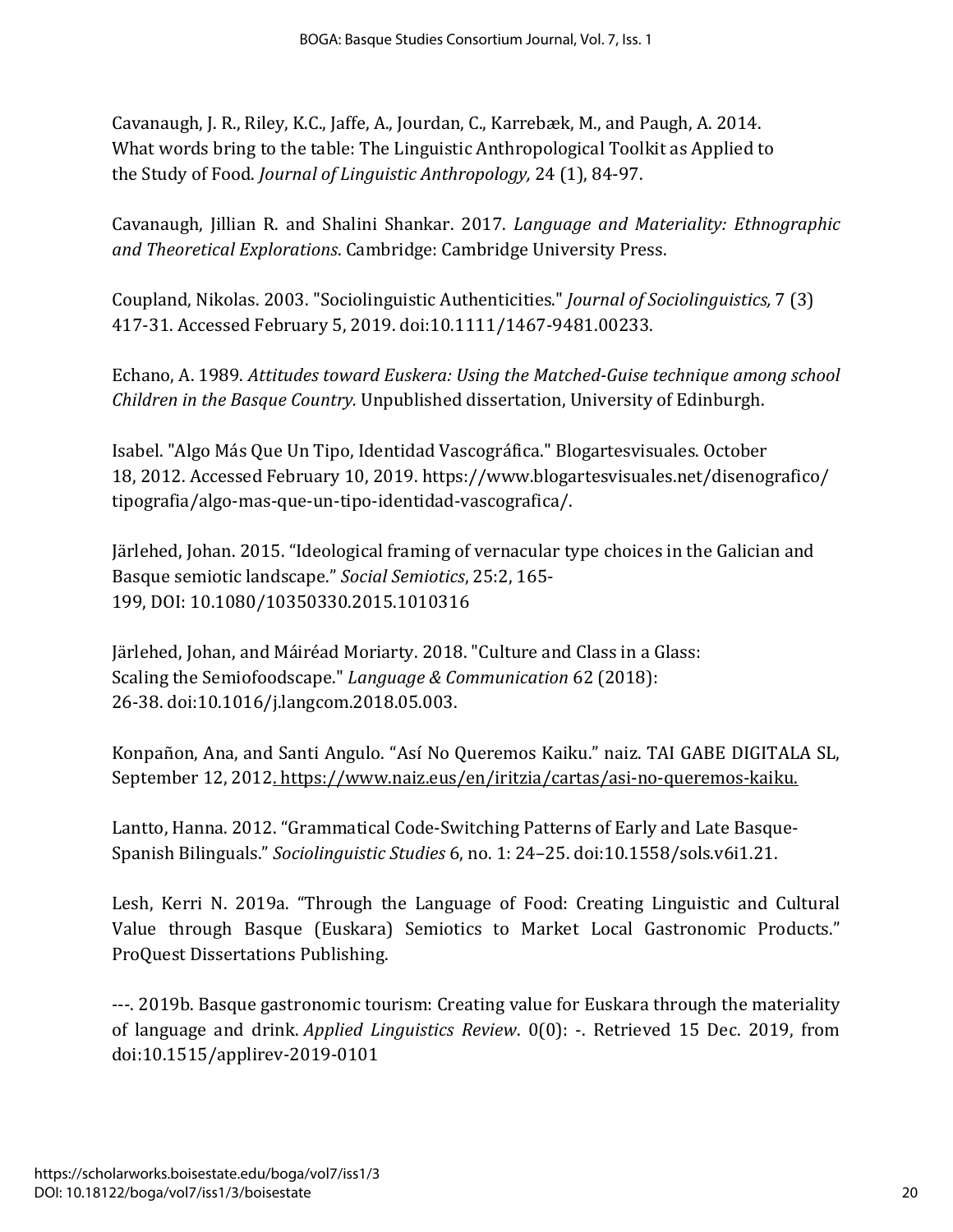Cavanaugh, J. R., Riley, K.C., Jaffe, A., Jourdan, C., Karrebæk, M., and Paugh, A. 2014. What words bring to the table: The Linguistic Anthropological Toolkit as Applied to the Study of Food. *Journal of Linguistic Anthropology,* 24 (1), 84-97.

Cavanaugh, Jillian R. and Shalini Shankar. 2017. *Language and Materiality: Ethnographic and Theoretical Explorations*. Cambridge: Cambridge University Press.

Coupland, Nikolas. 2003. "Sociolinguistic Authenticities." *Journal of Sociolinguistics,* 7 (3) 417-31. Accessed February 5, 2019. doi:10.1111/1467-9481.00233.

Echano, A. 1989. *Attitudes toward Euskera: Using the Matched-Guise technique among school Children in the Basque Country.* Unpublished dissertation, University of Edinburgh.

Isabel. "Algo Más Que Un Tipo, Identidad Vascográfica." Blogartesvisuales. October 18, 2012. Accessed February 10, 2019. https://www.blogartesvisuales.net/disenografico/tipografia/algo-mas-que-un-tipo-identidad-vascografica/.

Järlehed, Johan. 2015. "Ideological framing of vernacular type choices in the Galician and Basque semiotic landscape." *Social Semiotics*, 25:2, 165-199, DOI: 10.1080/10350330.2015.1010316

Järlehed, Johan, and Máiréad Moriarty. 2018. "Culture and Class in a Glass: Scaling the Semiofoodscape." *Language & Communication* 62 (2018): 26-38. doi:10.1016/j.langcom.2018.05.003.

Konpañon, Ana, and Santi Angulo. "Así No Queremos Kaiku." naiz. TAI GABE DIGITALA SL, September 12, 2012. https://www.naiz.eus/en/iritzia/cartas/asi-no-queremos-kaiku.

Lantto, Hanna. 2012. "Grammatical Code-Switching Patterns of Early and Late Basque-Spanish Bilinguals." *Sociolinguistic Studies* 6, no. 1: 24–25. doi:10.1558/sols.v6i1.21.

Lesh, Kerri N. 2019a. "Through the Language of Food: Creating Linguistic and Cultural Value through Basque (Euskara) Semiotics to Market Local Gastronomic Products." ProQuest Dissertations Publishing.

---. 2019b. Basque gastronomic tourism: Creating value for Euskara through the materiality of language and drink. *Applied Linguistics Review*. 0(0): -. Retrieved 15 Dec. 2019, from doi:10.1515/applirev-2019-0101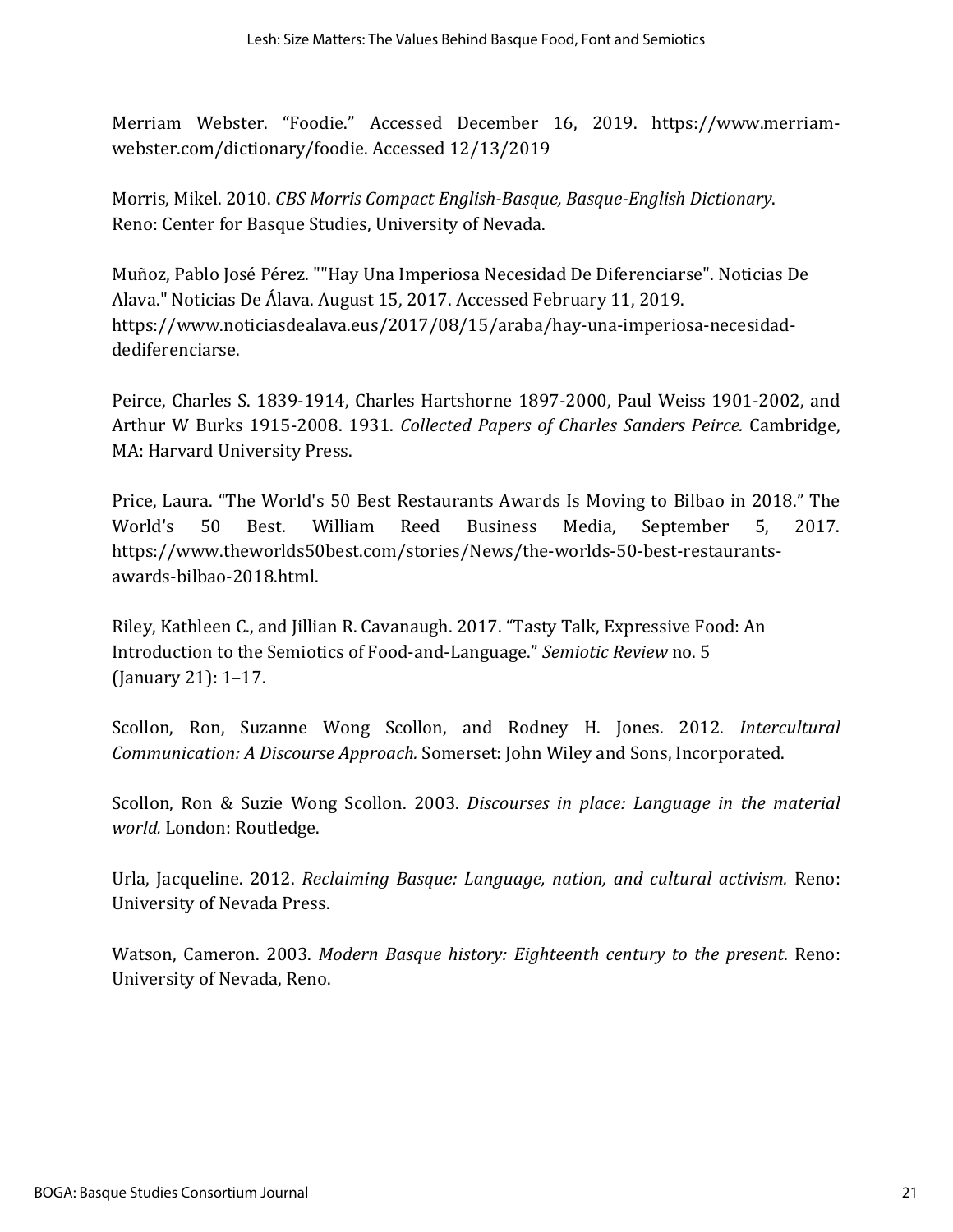Merriam Webster. “Foodie.” Accessed December 16, 2019. https://www.merriam-webster.com/dictionary/foodie. Accessed 12/13/2019

Morris, Mikel. 2010. *CBS Morris Compact English-Basque, Basque-English Dictionary*. Reno: Center for Basque Studies, University of Nevada.

Muñoz, Pablo José Pérez. ""Hay Una Imperiosa Necesidad De Diferenciarse". Noticias De Alava." Noticias De Álava. August 15, 2017. Accessed February 11, 2019. https://www.noticiasdealava.eus/2017/08/15/araba/hay-una-imperiosa-necesidad-dediferenciarse.

Peirce, Charles S. 1839-1914, Charles Hartshorne 1897-2000, Paul Weiss 1901-2002, and Arthur W Burks 1915-2008. 1931. *Collected Papers of Charles Sanders Peirce.* Cambridge, MA: Harvard University Press.

Price, Laura. “The World's 50 Best Restaurants Awards Is Moving to Bilbao in 2018.” The World's 50 Best. William Reed Business Media, September 5, 2017. https://www.theworlds50best.com/stories/News/the-worlds-50-best-restaurants-awards-bilbao-2018.html.

Riley, Kathleen C., and Jillian R. Cavanaugh. 2017. “Tasty Talk, Expressive Food: An Introduction to the Semiotics of Food-and-Language.” *Semiotic Review* no. 5 (January 21): 1–17.

Scollon, Ron, Suzanne Wong Scollon, and Rodney H. Jones. 2012. *Intercultural Communication: A Discourse Approach.* Somerset: John Wiley and Sons, Incorporated.

Scollon, Ron & Suzie Wong Scollon. 2003. *Discourses in place: Language in the material world.* London: Routledge.

Urla, Jacqueline. 2012. *Reclaiming Basque: Language, nation, and cultural activism.* Reno: University of Nevada Press.

Watson, Cameron. 2003. *Modern Basque history: Eighteenth century to the present*. Reno: University of Nevada, Reno.